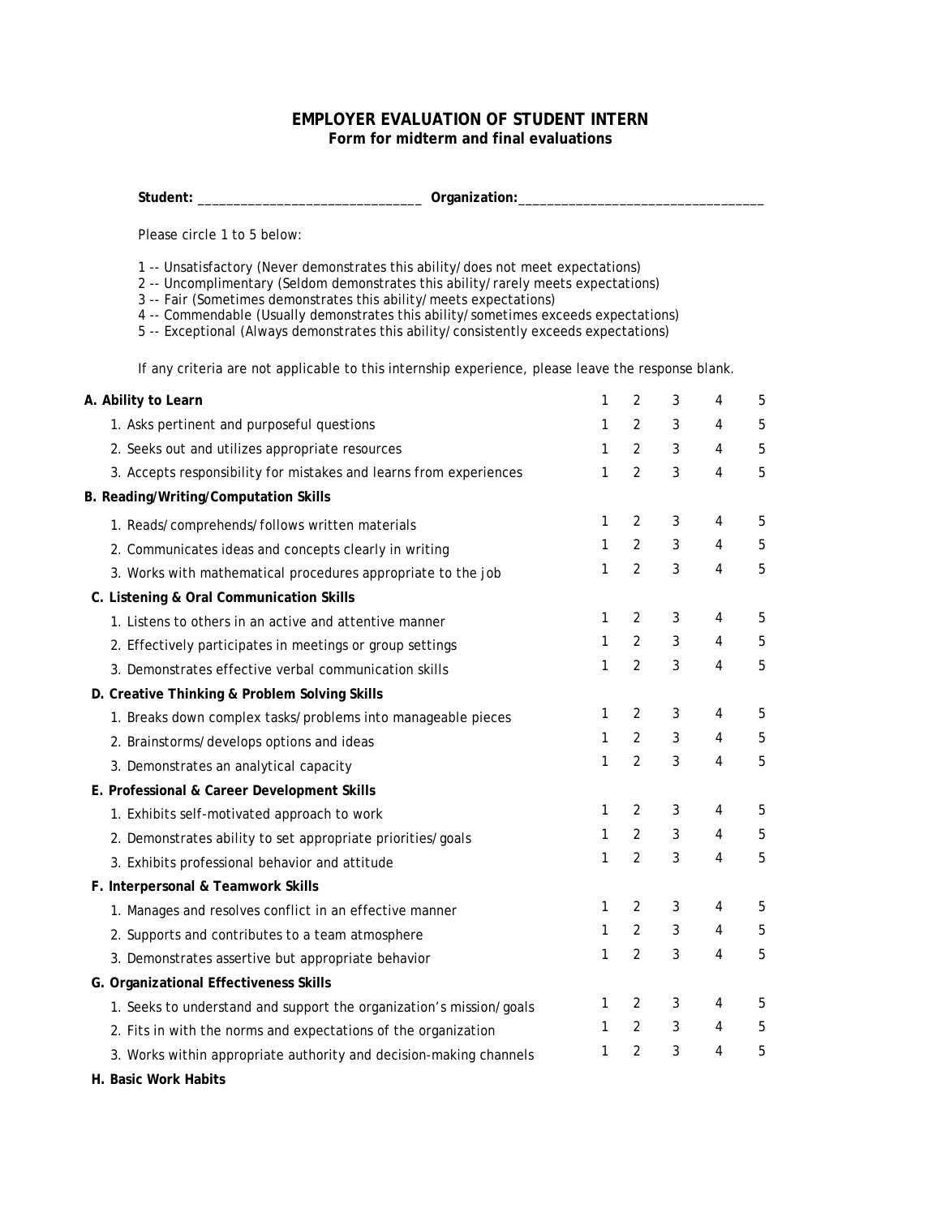# EMPLOYER EVALUATION OF STUDENT INTERN

**Form for midterm and final evaluations**

**Student:** ______________________________ **Organization:**_________________________________

Please circle 1 to 5 below:

1 -- Unsatisfactory (Never demonstrates this ability/does not meet expectations)
2 -- Uncomplimentary (Seldom demonstrates this ability/rarely meets expectations)
3 -- Fair (Sometimes demonstrates this ability/meets expectations)
4 -- Commendable (Usually demonstrates this ability/sometimes exceeds expectations)
5 -- Exceptional (Always demonstrates this ability/consistently exceeds expectations)

If any criteria are not applicable to this internship experience, please leave the response blank.

| | | | | | |
|---|---|---|---|---|---|
| **A. Ability to Learn** | 1 | 2 | 3 | 4 | 5 |
| 1. Asks pertinent and purposeful questions | 1 | 2 | 3 | 4 | 5 |
| 2. Seeks out and utilizes appropriate resources | 1 | 2 | 3 | 4 | 5 |
| 3. Accepts responsibility for mistakes and learns from experiences | 1 | 2 | 3 | 4 | 5 |
| **B. Reading/Writing/Computation Skills** | | | | | |
| 1. Reads/comprehends/follows written materials | 1 | 2 | 3 | 4 | 5 |
| 2. Communicates ideas and concepts clearly in writing | 1 | 2 | 3 | 4 | 5 |
| 3. Works with mathematical procedures appropriate to the job | 1 | 2 | 3 | 4 | 5 |
| **C. Listening & Oral Communication Skills** | | | | | |
| 1. Listens to others in an active and attentive manner | 1 | 2 | 3 | 4 | 5 |
| 2. Effectively participates in meetings or group settings | 1 | 2 | 3 | 4 | 5 |
| 3. Demonstrates effective verbal communication skills | 1 | 2 | 3 | 4 | 5 |
| **D. Creative Thinking & Problem Solving Skills** | | | | | |
| 1. Breaks down complex tasks/problems into manageable pieces | 1 | 2 | 3 | 4 | 5 |
| 2. Brainstorms/develops options and ideas | 1 | 2 | 3 | 4 | 5 |
| 3. Demonstrates an analytical capacity | 1 | 2 | 3 | 4 | 5 |
| **E. Professional & Career Development Skills** | | | | | |
| 1. Exhibits self-motivated approach to work | 1 | 2 | 3 | 4 | 5 |
| 2. Demonstrates ability to set appropriate priorities/goals | 1 | 2 | 3 | 4 | 5 |
| 3. Exhibits professional behavior and attitude | 1 | 2 | 3 | 4 | 5 |
| **F. Interpersonal & Teamwork Skills** | | | | | |
| 1. Manages and resolves conflict in an effective manner | 1 | 2 | 3 | 4 | 5 |
| 2. Supports and contributes to a team atmosphere | 1 | 2 | 3 | 4 | 5 |
| 3. Demonstrates assertive but appropriate behavior | 1 | 2 | 3 | 4 | 5 |
| **G. Organizational Effectiveness Skills** | | | | | |
| 1. Seeks to understand and support the organization's mission/goals | 1 | 2 | 3 | 4 | 5 |
| 2. Fits in with the norms and expectations of the organization | 1 | 2 | 3 | 4 | 5 |
| 3. Works within appropriate authority and decision-making channels | 1 | 2 | 3 | 4 | 5 |
| **H. Basic Work Habits** | | | | | |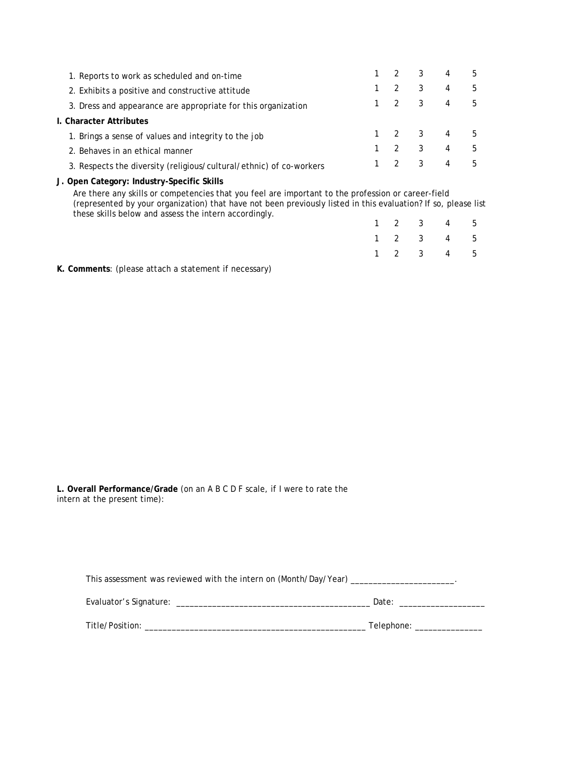| | | | | | |
|---|---|---|---|---|---|
| 1. Reports to work as scheduled and on-time | 1 | 2 | 3 | 4 | 5 |
| 2. Exhibits a positive and constructive attitude | 1 | 2 | 3 | 4 | 5 |
| 3. Dress and appearance are appropriate for this organization | 1 | 2 | 3 | 4 | 5 |

**I. Character Attributes**

| | | | | | |
|---|---|---|---|---|---|
| 1. Brings a sense of values and integrity to the job | 1 | 2 | 3 | 4 | 5 |
| 2. Behaves in an ethical manner | 1 | 2 | 3 | 4 | 5 |
| 3. Respects the diversity (religious/cultural/ethnic) of co-workers | 1 | 2 | 3 | 4 | 5 |

**J. Open Category: Industry-Specific Skills**

Are there any skills or competencies that you feel are important to the profession or career-field (represented by your organization) that have not been previously listed in this evaluation? If so, please list these skills below and assess the intern accordingly.

| | | | | | |
|---|---|---|---|---|---|
| | 1 | 2 | 3 | 4 | 5 |
| | 1 | 2 | 3 | 4 | 5 |
| | 1 | 2 | 3 | 4 | 5 |

**K. Comments**: (please attach a statement if necessary)

**L. Overall Performance/Grade** (on an A B C D F scale, if I were to rate the intern at the present time):

This assessment was reviewed with the intern on (Month/Day/Year) _______________________.

Evaluator's Signature: ___________________________________________ Date: __________________

Title/Position: ________________________________________________ Telephone: ______________